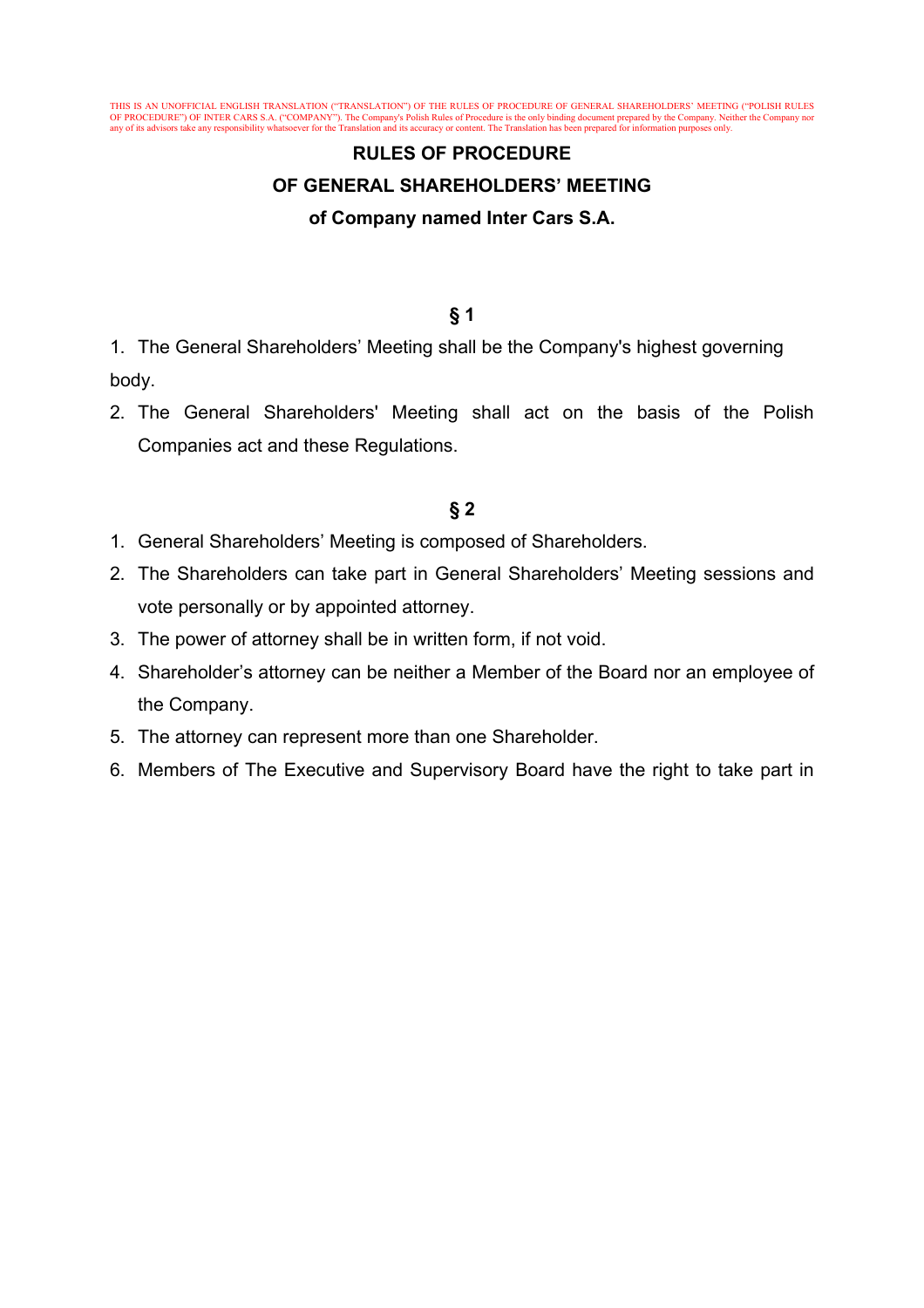THIS IS AN UNOFFICIAL ENGLISH TRANSLATION ("TRANSLATION") OF THE RULES OF PROCEDURE OF GENERAL SHAREHOLDERS' MEETING ("POLISH RULES OF PROCEDURE") OF INTER CARS S.A. ("COMPANY"). The Company's Polish Rules of Procedure is the only binding document prepared by the Company. Neither the Company nor any of its advisors take any responsibility whatsoever for the Translation and its accuracy or content. The Translation has been prepared for information purposes only.

# RULES OF PROCEDURE
# OF GENERAL SHAREHOLDERS' MEETING
# of Company named Inter Cars S.A.

## § 1

1. The General Shareholders' Meeting shall be the Company's highest governing body.
2. The General Shareholders' Meeting shall act on the basis of the Polish Companies act and these Regulations.

## § 2

1. General Shareholders' Meeting is composed of Shareholders.
2. The Shareholders can take part in General Shareholders' Meeting sessions and vote personally or by appointed attorney.
3. The power of attorney shall be in written form, if not void.
4. Shareholder's attorney can be neither a Member of the Board nor an employee of the Company.
5. The attorney can represent more than one Shareholder.
6. Members of The Executive and Supervisory Board have the right to take part in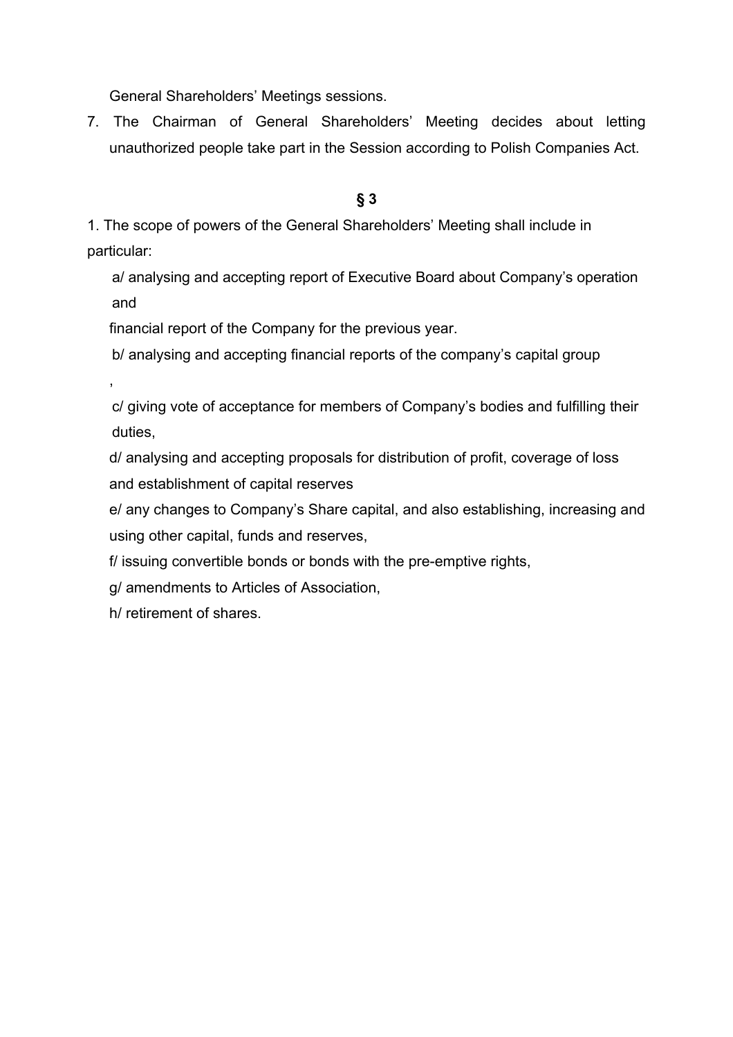General Shareholders' Meetings sessions.

7. The Chairman of General Shareholders' Meeting decides about letting unauthorized people take part in the Session according to Polish Companies Act.

**§ 3**

1. The scope of powers of the General Shareholders' Meeting shall include in particular:

   a/ analysing and accepting report of Executive Board about Company's operation and financial report of the Company for the previous year.

   b/ analysing and accepting financial reports of the company's capital group ,

   c/ giving vote of acceptance for members of Company's bodies and fulfilling their duties,

   d/ analysing and accepting proposals for distribution of profit, coverage of loss and establishment of capital reserves

   e/ any changes to Company's Share capital, and also establishing, increasing and using other capital, funds and reserves,

   f/ issuing convertible bonds or bonds with the pre-emptive rights,

   g/ amendments to Articles of Association,

   h/ retirement of shares.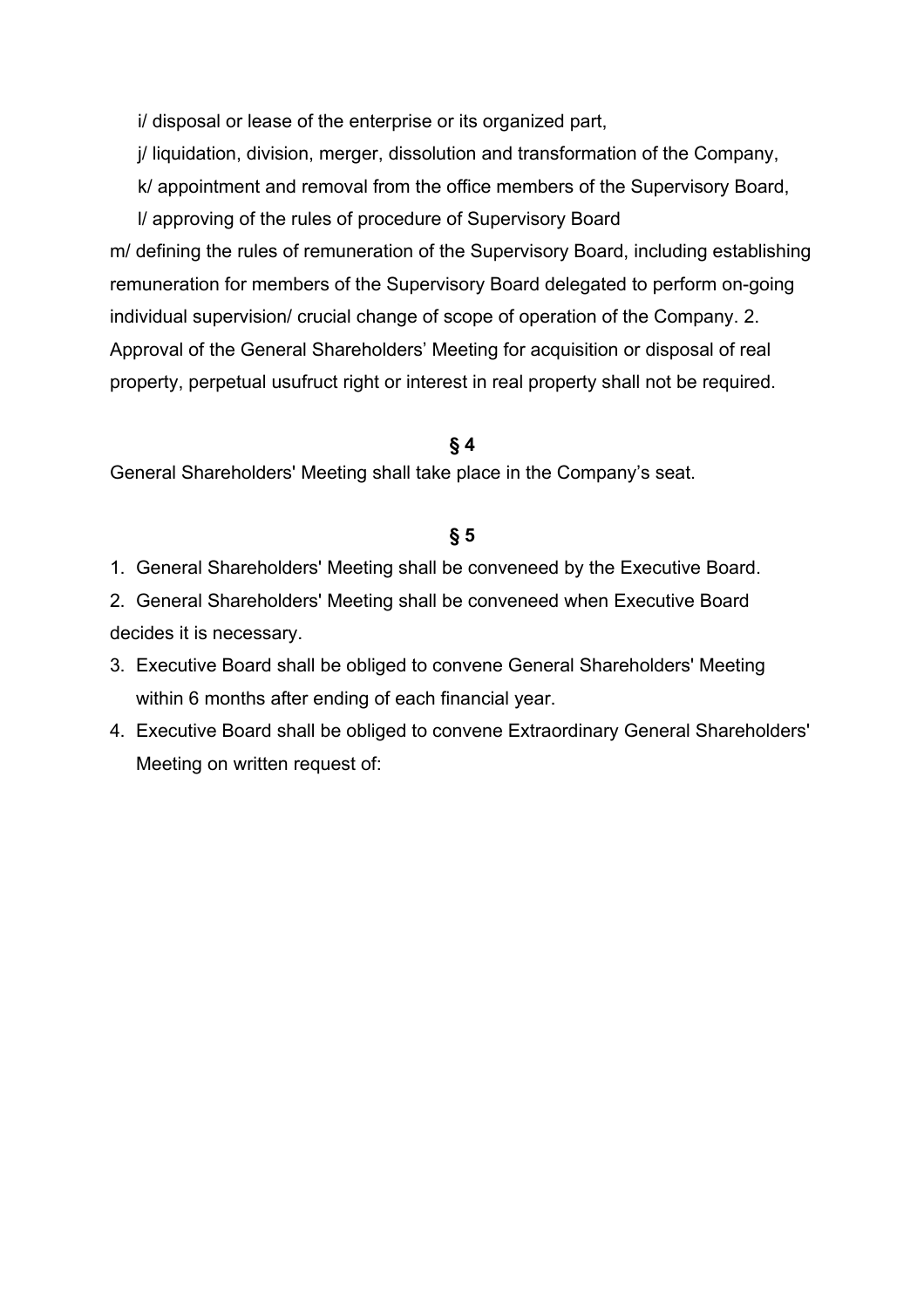i/ disposal or lease of the enterprise or its organized part,

j/ liquidation, division, merger, dissolution and transformation of the Company,

k/ appointment and removal from the office members of the Supervisory Board,

l/ approving of the rules of procedure of Supervisory Board

m/ defining the rules of remuneration of the Supervisory Board, including establishing remuneration for members of the Supervisory Board delegated to perform on-going individual supervision/ crucial change of scope of operation of the Company. 2. Approval of the General Shareholders' Meeting for acquisition or disposal of real property, perpetual usufruct right or interest in real property shall not be required.

**§ 4**

General Shareholders' Meeting shall take place in the Company's seat.

**§ 5**

1. General Shareholders' Meeting shall be conveneed by the Executive Board.
2. General Shareholders' Meeting shall be conveneed when Executive Board decides it is necessary.
3. Executive Board shall be obliged to convene General Shareholders' Meeting within 6 months after ending of each financial year.
4. Executive Board shall be obliged to convene Extraordinary General Shareholders' Meeting on written request of: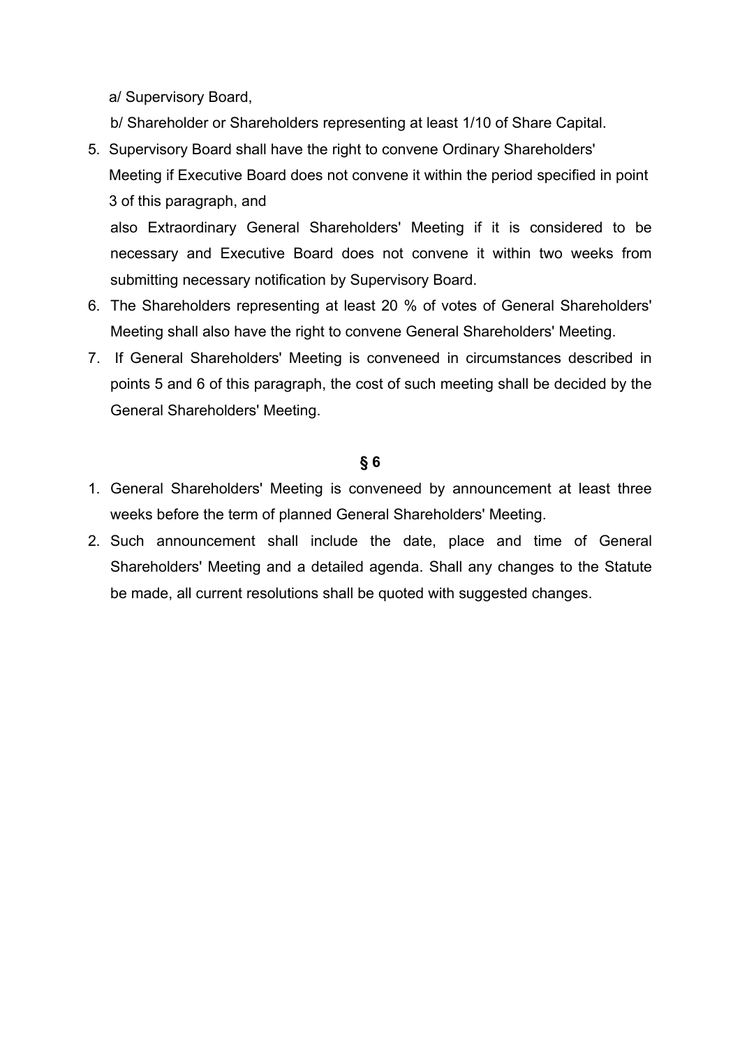a/ Supervisory Board,

b/ Shareholder or Shareholders representing at least 1/10 of Share Capital.

5. Supervisory Board shall have the right to convene Ordinary Shareholders' Meeting if Executive Board does not convene it within the period specified in point 3 of this paragraph, and

   also Extraordinary General Shareholders' Meeting if it is considered to be necessary and Executive Board does not convene it within two weeks from submitting necessary notification by Supervisory Board.
6. The Shareholders representing at least 20 % of votes of General Shareholders' Meeting shall also have the right to convene General Shareholders' Meeting.
7. If General Shareholders' Meeting is conveneed in circumstances described in points 5 and 6 of this paragraph, the cost of such meeting shall be decided by the General Shareholders' Meeting.

**§ 6**

1. General Shareholders' Meeting is conveneed by announcement at least three weeks before the term of planned General Shareholders' Meeting.
2. Such announcement shall include the date, place and time of General Shareholders' Meeting and a detailed agenda. Shall any changes to the Statute be made, all current resolutions shall be quoted with suggested changes.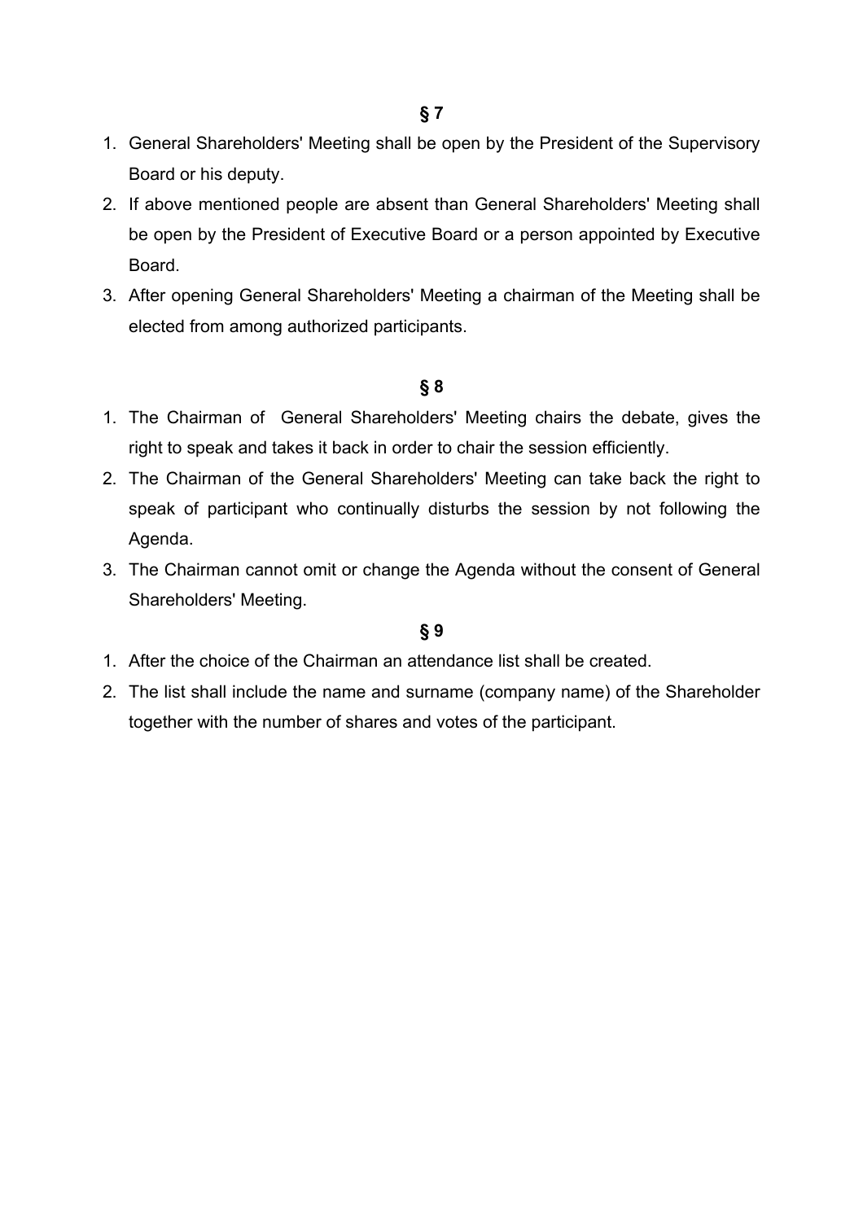**§ 7**

1. General Shareholders' Meeting shall be open by the President of the Supervisory Board or his deputy.
2. If above mentioned people are absent than General Shareholders' Meeting shall be open by the President of Executive Board or a person appointed by Executive Board.
3. After opening General Shareholders' Meeting a chairman of the Meeting shall be elected from among authorized participants.

**§ 8**

1. The Chairman of General Shareholders' Meeting chairs the debate, gives the right to speak and takes it back in order to chair the session efficiently.
2. The Chairman of the General Shareholders' Meeting can take back the right to speak of participant who continually disturbs the session by not following the Agenda.
3. The Chairman cannot omit or change the Agenda without the consent of General Shareholders' Meeting.

**§ 9**

1. After the choice of the Chairman an attendance list shall be created.
2. The list shall include the name and surname (company name) of the Shareholder together with the number of shares and votes of the participant.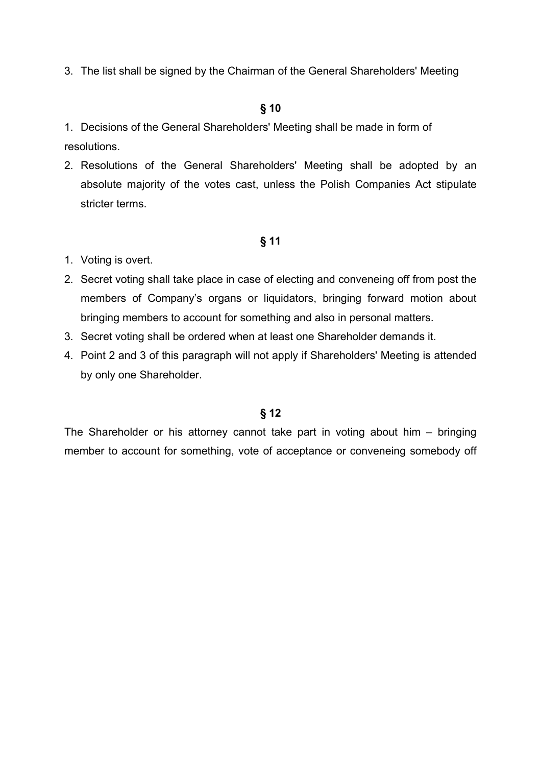3. The list shall be signed by the Chairman of the General Shareholders' Meeting

**§ 10**

1. Decisions of the General Shareholders' Meeting shall be made in form of resolutions.
2. Resolutions of the General Shareholders' Meeting shall be adopted by an absolute majority of the votes cast, unless the Polish Companies Act stipulate stricter terms.

**§ 11**

1. Voting is overt.
2. Secret voting shall take place in case of electing and conveneing off from post the members of Company's organs or liquidators, bringing forward motion about bringing members to account for something and also in personal matters.
3. Secret voting shall be ordered when at least one Shareholder demands it.
4. Point 2 and 3 of this paragraph will not apply if Shareholders' Meeting is attended by only one Shareholder.

**§ 12**

The Shareholder or his attorney cannot take part in voting about him – bringing member to account for something, vote of acceptance or conveneing somebody off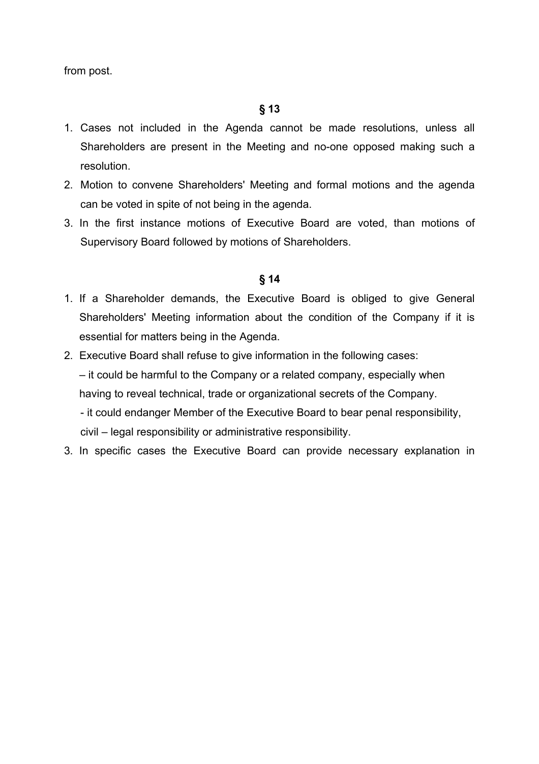from post.

**§ 13**

1. Cases not included in the Agenda cannot be made resolutions, unless all Shareholders are present in the Meeting and no-one opposed making such a resolution.
2. Motion to convene Shareholders' Meeting and formal motions and the agenda can be voted in spite of not being in the agenda.
3. In the first instance motions of Executive Board are voted, than motions of Supervisory Board followed by motions of Shareholders.

**§ 14**

1. If a Shareholder demands, the Executive Board is obliged to give General Shareholders' Meeting information about the condition of the Company if it is essential for matters being in the Agenda.
2. Executive Board shall refuse to give information in the following cases:
   – it could be harmful to the Company or a related company, especially when having to reveal technical, trade or organizational secrets of the Company.
   - it could endanger Member of the Executive Board to bear penal responsibility, civil – legal responsibility or administrative responsibility.
3. In specific cases the Executive Board can provide necessary explanation in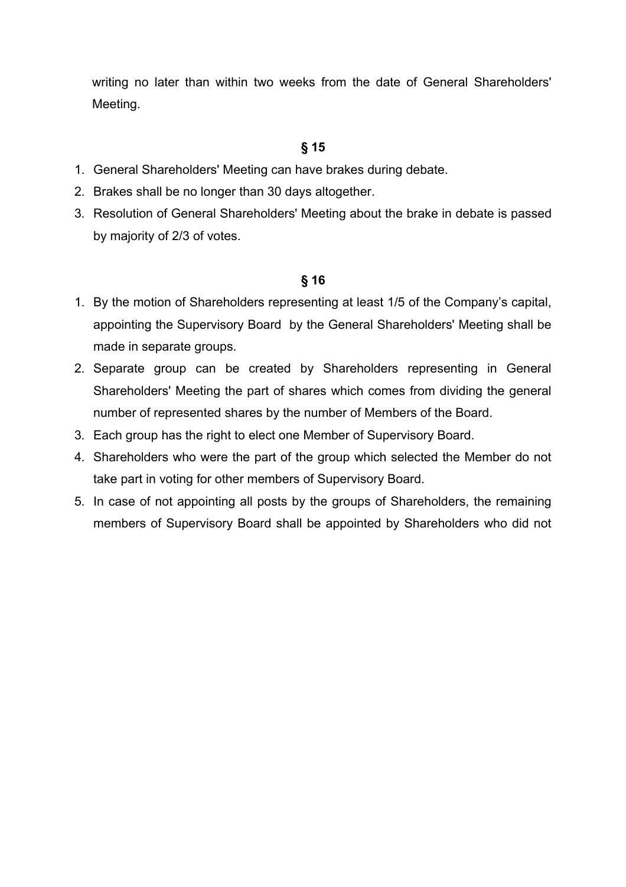writing no later than within two weeks from the date of General Shareholders' Meeting.

## § 15

1. General Shareholders' Meeting can have brakes during debate.
2. Brakes shall be no longer than 30 days altogether.
3. Resolution of General Shareholders' Meeting about the brake in debate is passed by majority of 2/3 of votes.

## § 16

1. By the motion of Shareholders representing at least 1/5 of the Company's capital, appointing the Supervisory Board by the General Shareholders' Meeting shall be made in separate groups.
2. Separate group can be created by Shareholders representing in General Shareholders' Meeting the part of shares which comes from dividing the general number of represented shares by the number of Members of the Board.
3. Each group has the right to elect one Member of Supervisory Board.
4. Shareholders who were the part of the group which selected the Member do not take part in voting for other members of Supervisory Board.
5. In case of not appointing all posts by the groups of Shareholders, the remaining members of Supervisory Board shall be appointed by Shareholders who did not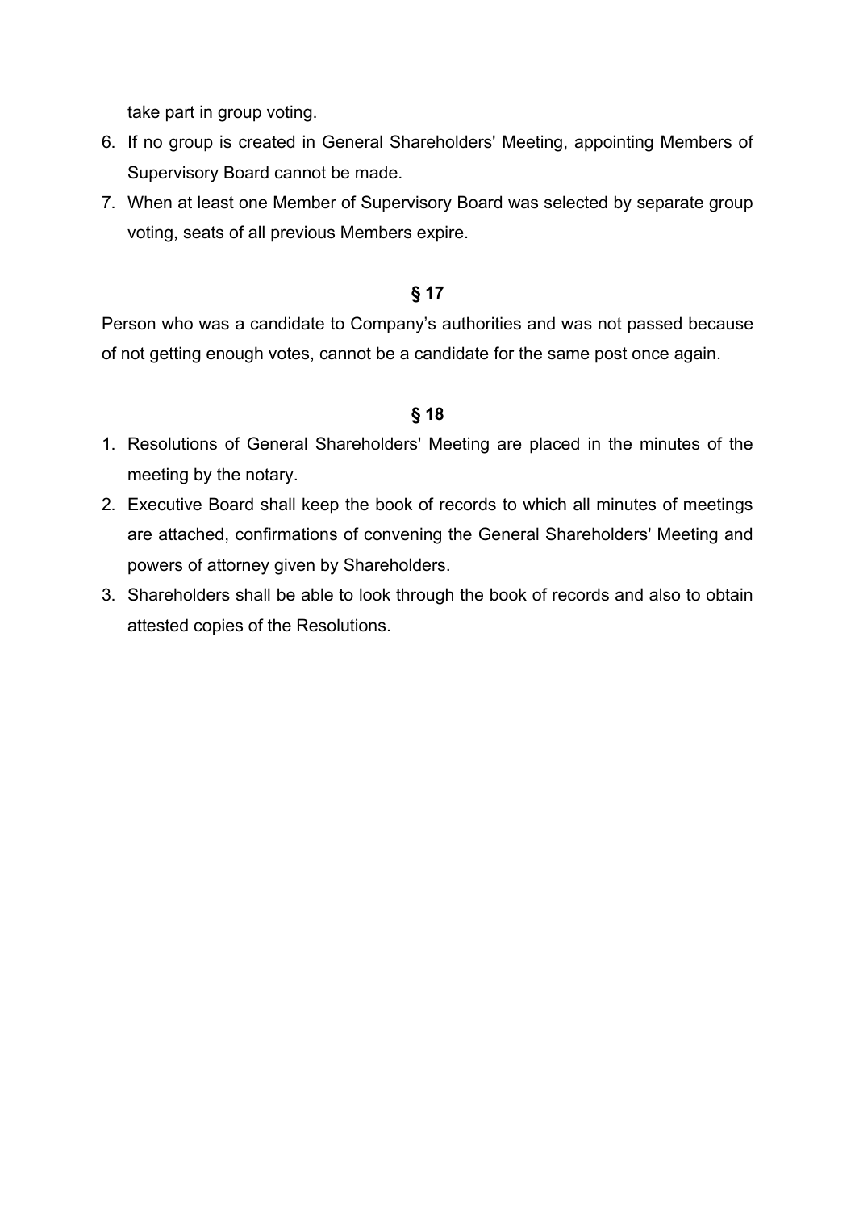take part in group voting.

6. If no group is created in General Shareholders' Meeting, appointing Members of Supervisory Board cannot be made.
7. When at least one Member of Supervisory Board was selected by separate group voting, seats of all previous Members expire.

## § 17

Person who was a candidate to Company's authorities and was not passed because of not getting enough votes, cannot be a candidate for the same post once again.

## § 18

1. Resolutions of General Shareholders' Meeting are placed in the minutes of the meeting by the notary.
2. Executive Board shall keep the book of records to which all minutes of meetings are attached, confirmations of convening the General Shareholders' Meeting and powers of attorney given by Shareholders.
3. Shareholders shall be able to look through the book of records and also to obtain attested copies of the Resolutions.